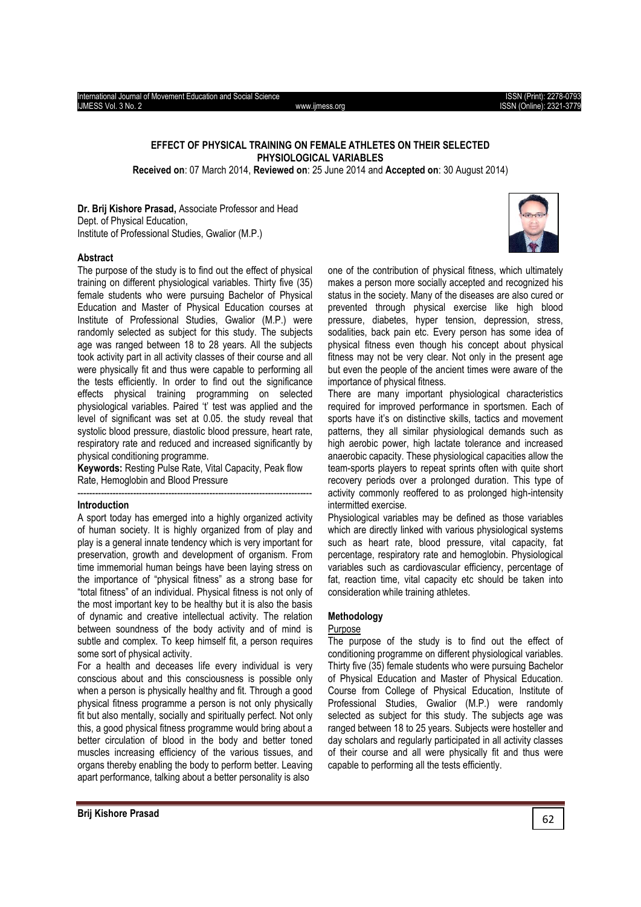## EFFECT OF PHYSICAL TRAINING ON FEMALE ATHLETES ON THEIR SELECTED PHYSIOLOGICAL VARIABLES

**Received on**: 07 March 2014, **Reviewed on**: 25 June 2014 and **Accepted on**: 30 August 2014)

**Dr. Brij Kishore Prasad,** Associate Professor and Head
Dept. of Physical Education,
Institute of Professional Studies, Gwalior (M.P.)

### Abstract

The purpose of the study is to find out the effect of physical training on different physiological variables. Thirty five (35) female students who were pursuing Bachelor of Physical Education and Master of Physical Education courses at Institute of Professional Studies, Gwalior (M.P.) were randomly selected as subject for this study. The subjects age was ranged between 18 to 28 years. All the subjects took activity part in all activity classes of their course and all were physically fit and thus were capable to performing all the tests efficiently. In order to find out the significance effects physical training programming on selected physiological variables. Paired 't' test was applied and the level of significant was set at 0.05. the study reveal that systolic blood pressure, diastolic blood pressure, heart rate, respiratory rate and reduced and increased significantly by physical conditioning programme.

**Keywords:** Resting Pulse Rate, Vital Capacity, Peak flow Rate, Hemoglobin and Blood Pressure

---

### Introduction

A sport today has emerged into a highly organized activity of human society. It is highly organized from of play and play is a general innate tendency which is very important for preservation, growth and development of organism. From time immemorial human beings have been laying stress on the importance of "physical fitness" as a strong base for "total fitness" of an individual. Physical fitness is not only of the most important key to be healthy but it is also the basis of dynamic and creative intellectual activity. The relation between soundness of the body activity and of mind is subtle and complex. To keep himself fit, a person requires some sort of physical activity.

For a health and deceases life every individual is very conscious about and this consciousness is possible only when a person is physically healthy and fit. Through a good physical fitness programme a person is not only physically fit but also mentally, socially and spiritually perfect. Not only this, a good physical fitness programme would bring about a better circulation of blood in the body and better toned muscles increasing efficiency of the various tissues, and organs thereby enabling the body to perform better. Leaving apart performance, talking about a better personality is also one of the contribution of physical fitness, which ultimately makes a person more socially accepted and recognized his status in the society. Many of the diseases are also cured or prevented through physical exercise like high blood pressure, diabetes, hyper tension, depression, stress, sodalities, back pain etc. Every person has some idea of physical fitness even though his concept about physical fitness may not be very clear. Not only in the present age but even the people of the ancient times were aware of the importance of physical fitness.

There are many important physiological characteristics required for improved performance in sportsmen. Each of sports have it's on distinctive skills, tactics and movement patterns, they all similar physiological demands such as high aerobic power, high lactate tolerance and increased anaerobic capacity. These physiological capacities allow the team-sports players to repeat sprints often with quite short recovery periods over a prolonged duration. This type of activity commonly reoffered to as prolonged high-intensity intermitted exercise.

Physiological variables may be defined as those variables which are directly linked with various physiological systems such as heart rate, blood pressure, vital capacity, fat percentage, respiratory rate and hemoglobin. Physiological variables such as cardiovascular efficiency, percentage of fat, reaction time, vital capacity etc should be taken into consideration while training athletes.

### Methodology

Purpose

The purpose of the study is to find out the effect of conditioning programme on different physiological variables. Thirty five (35) female students who were pursuing Bachelor of Physical Education and Master of Physical Education. Course from College of Physical Education, Institute of Professional Studies, Gwalior (M.P.) were randomly selected as subject for this study. The subjects age was ranged between 18 to 25 years. Subjects were hosteller and day scholars and regularly participated in all activity classes of their course and all were physically fit and thus were capable to performing all the tests efficiently.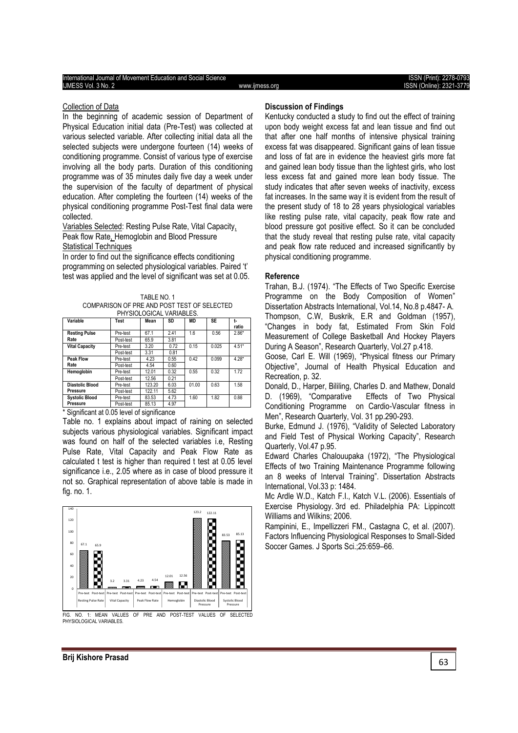### Collection of Data

In the beginning of academic session of Department of Physical Education initial data (Pre-Test) was collected at various selected variable. After collecting initial data all the selected subjects were undergone fourteen (14) weeks of conditioning programme. Consist of various type of exercise involving all the body parts. Duration of this conditioning programme was of 35 minutes daily five day a week under the supervision of the faculty of department of physical education. After completing the fourteen (14) weeks of the physical conditioning programme Post-Test final data were collected.

Variables Selected: Resting Pulse Rate, Vital Capacity, Peak flow Rate, Hemoglobin and Blood Pressure

### Statistical Techniques

In order to find out the significance effects conditioning programming on selected physiological variables. Paired 't' test was applied and the level of significant was set at 0.05.

TABLE NO. 1
COMPARISON OF PRE AND POST TEST OF SELECTED PHYSIOLOGICAL VARIABLES.

| Variable | Test | Mean | SD | MD | SE | t-ratio |
|---|---|---|---|---|---|---|
| Resting Pulse Rate | Pre-test | 67.1 | 2.41 | 1.6 | 0.56 | 2.86* |
| | Post-test | 65.9 | 3.81 | | | |
| Vital Capacity | Pre-test | 3.20 | 0.72 | 0.15 | 0.025 | 4.51* |
| | Post-test | 3.31 | 0.81 | | | |
| Peak Flow Rate | Pre-test | 4.23 | 0.55 | 0.42 | 0.099 | 4.28* |
| | Post-test | 4.54 | 0.60 | | | |
| Hemoglobin | Pre-test | 12.01 | 0.32 | 0.55 | 0.32 | 1.72 |
| | Post-test | 12.56 | 0.21 | | | |
| Diastolic Blood Pressure | Pre-test | 123.20 | 6.03 | 01.00 | 0.63 | 1.58 |
| | Post-test | 122.11 | 5.62 | | | |
| Systolic Blood Pressure | Pre-test | 83.53 | 4.73 | 1.60 | 1.82 | 0.88 |
| | Post-test | 85.13 | 4.97 | | | |

\* Significant at 0.05 level of significance

Table no. 1 explains about impact of raining on selected subjects various physiological variables. Significant impact was found on half of the selected variables i.e, Resting Pulse Rate, Vital Capacity and Peak Flow Rate as calculated t test is higher than required t test at 0.05 level significance i.e., 2.05 where as in case of blood pressure it not so. Graphical representation of above table is made in fig. no. 1.

140
120
100
80
60
40
20
0
67.1 65.9 3.2 3.31 4.23 4.54 12.01 12.56 123.2 122.11 83.53 85.13
Pre-test Post-test Pre-test Post-test Pre-test Post-test Pre-test Post-test Pre-test Post-test Pre-test Post-test
Resting Pulse Rate Vital Capacity Peak Flow Rate Hemoglobin Diastolic Blood Pressure Systolic Blood Pressure

FIG. NO. 1: MEAN VALUES OF PRE AND POST-TEST VALUES OF SELECTED PHYSIOLOGICAL VARIABLES.

### Discussion of Findings

Kentucky conducted a study to find out the effect of training upon body weight excess fat and lean tissue and find out that after one half months of intensive physical training excess fat was disappeared. Significant gains of lean tissue and loss of fat are in evidence the heaviest girls more fat and gained lean body tissue than the lightest girls, who lost less excess fat and gained more lean body tissue. The study indicates that after seven weeks of inactivity, excess fat increases. In the same way it is evident from the result of the present study of 18 to 28 years physiological variables like resting pulse rate, vital capacity, peak flow rate and blood pressure got positive effect. So it can be concluded that the study reveal that resting pulse rate, vital capacity and peak flow rate reduced and increased significantly by physical conditioning programme.

### Reference

Trahan, B.J. (1974). "The Effects of Two Specific Exercise Programme on the Body Composition of Women" Dissertation Abstracts International, Vol.14, No.8 p.4847- A.

Thompson, C.W, Buskrik, E.R and Goldman (1957), "Changes in body fat, Estimated From Skin Fold Measurement of College Basketball And Hockey Players During A Season", Research Quarterly, Vol.27 p.418.

Goose, Carl E. Will (1969), "Physical fitness our Primary Objective", Journal of Health Physical Education and Recreation, p. 32.

Donald, D., Harper, Bililing, Charles D. and Mathew, Donald D. (1969), "Comparative Effects of Two Physical Conditioning Programme on Cardio-Vascular fitness in Men", Research Quarterly, Vol. 31 pp.290-293.

Burke, Edmund J. (1976), "Validity of Selected Laboratory and Field Test of Physical Working Capacity", Research Quarterly, Vol.47 p.95.

Edward Charles Chalouupaka (1972), "The Physiological Effects of two Training Maintenance Programme following an 8 weeks of Interval Training". Dissertation Abstracts International, Vol.33 p: 1484.

Mc Ardle W.D., Katch F.I., Katch V.L. (2006). Essentials of Exercise Physiology. 3rd ed. Philadelphia PA: Lippincott Williams and Wilkins; 2006.

Rampinini, E., Impellizzeri FM., Castagna C, et al. (2007). Factors Influencing Physiological Responses to Small-Sided Soccer Games. J Sports Sci.;25:659–66.